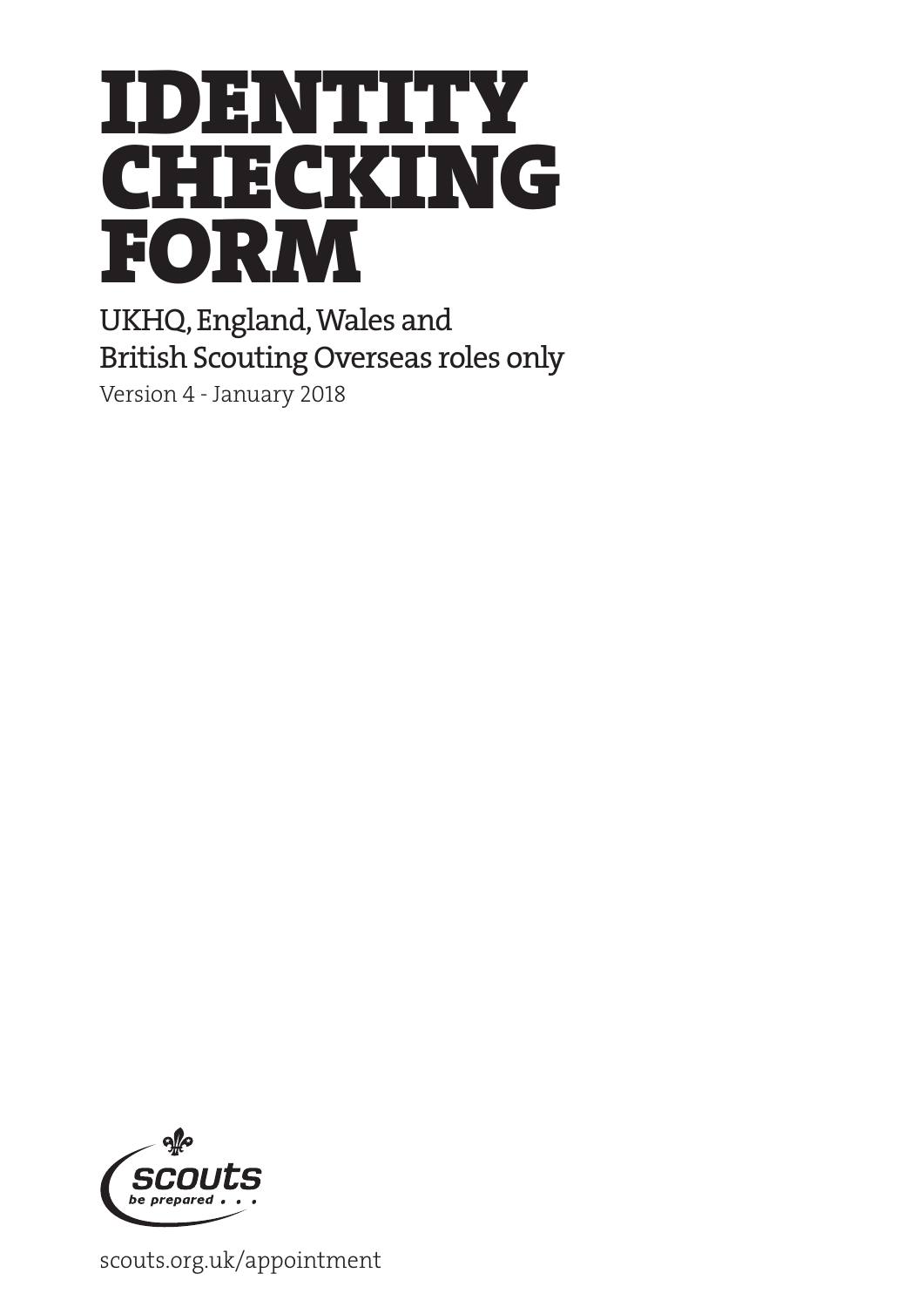# IDENTITY CHECKING FORM

UKHQ, England, Wales and British Scouting Overseas roles only

Version 4 - January 2018

scouts be prepared . . .

scouts.org.uk/appointment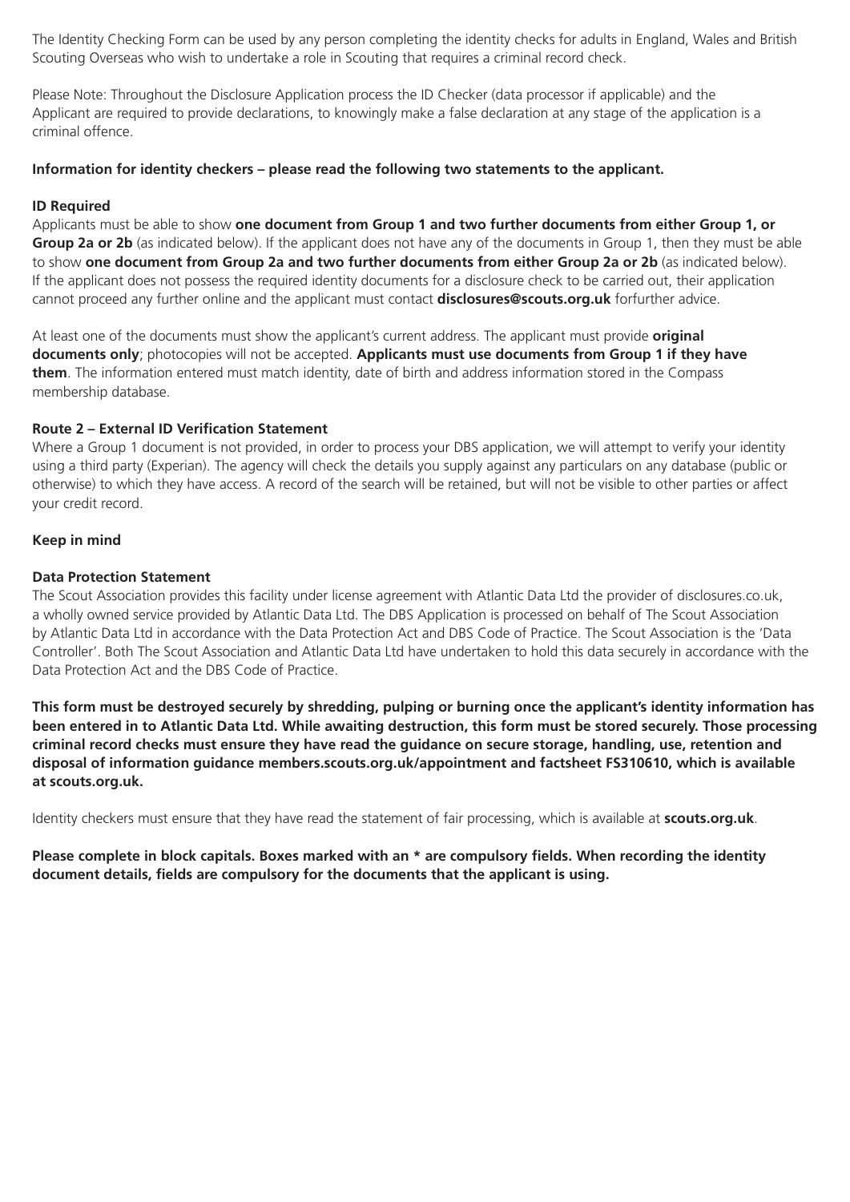The Identity Checking Form can be used by any person completing the identity checks for adults in England, Wales and British Scouting Overseas who wish to undertake a role in Scouting that requires a criminal record check.

Please Note: Throughout the Disclosure Application process the ID Checker (data processor if applicable) and the Applicant are required to provide declarations, to knowingly make a false declaration at any stage of the application is a criminal offence.

**Information for identity checkers – please read the following two statements to the applicant.**

**ID Required**

Applicants must be able to show **one document from Group 1 and two further documents from either Group 1, or Group 2a or 2b** (as indicated below). If the applicant does not have any of the documents in Group 1, then they must be able to show **one document from Group 2a and two further documents from either Group 2a or 2b** (as indicated below). If the applicant does not possess the required identity documents for a disclosure check to be carried out, their application cannot proceed any further online and the applicant must contact **disclosures@scouts.org.uk** forfurther advice.

At least one of the documents must show the applicant's current address. The applicant must provide **original documents only**; photocopies will not be accepted. **Applicants must use documents from Group 1 if they have them**. The information entered must match identity, date of birth and address information stored in the Compass membership database.

**Route 2 – External ID Verification Statement**

Where a Group 1 document is not provided, in order to process your DBS application, we will attempt to verify your identity using a third party (Experian). The agency will check the details you supply against any particulars on any database (public or otherwise) to which they have access. A record of the search will be retained, but will not be visible to other parties or affect your credit record.

**Keep in mind**

**Data Protection Statement**

The Scout Association provides this facility under license agreement with Atlantic Data Ltd the provider of disclosures.co.uk, a wholly owned service provided by Atlantic Data Ltd. The DBS Application is processed on behalf of The Scout Association by Atlantic Data Ltd in accordance with the Data Protection Act and DBS Code of Practice. The Scout Association is the 'Data Controller'. Both The Scout Association and Atlantic Data Ltd have undertaken to hold this data securely in accordance with the Data Protection Act and the DBS Code of Practice.

**This form must be destroyed securely by shredding, pulping or burning once the applicant's identity information has been entered in to Atlantic Data Ltd. While awaiting destruction, this form must be stored securely. Those processing criminal record checks must ensure they have read the guidance on secure storage, handling, use, retention and disposal of information guidance members.scouts.org.uk/appointment and factsheet FS310610, which is available at scouts.org.uk.**

Identity checkers must ensure that they have read the statement of fair processing, which is available at **scouts.org.uk**.

**Please complete in block capitals. Boxes marked with an * are compulsory fields. When recording the identity document details, fields are compulsory for the documents that the applicant is using.**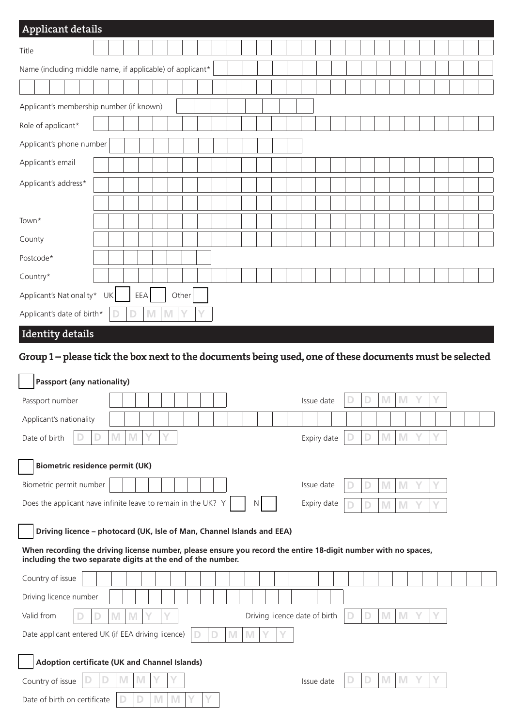## Applicant details

Title

Name (including middle name, if applicable) of applicant*

Applicant's membership number (if known)

Role of applicant*

Applicant's phone number

Applicant's email

Applicant's address*

Town*

County

Postcode*

Country*

Applicant's Nationality* UK ☐ EEA ☐ Other ☐

Applicant's date of birth* D D M M Y Y

## Identity details

### Group 1 – please tick the box next to the documents being used, one of these documents must be selected

☐ **Passport (any nationality)**

Passport number

Issue date D D M M Y Y

Applicant's nationality

Date of birth D D M M Y Y

Expiry date D D M M Y Y

☐ **Biometric residence permit (UK)**

Biometric permit number

Issue date D D M M Y Y

Does the applicant have infinite leave to remain in the UK? Y ☐ N ☐

Expiry date D D M M Y Y

☐ **Driving licence – photocard (UK, Isle of Man, Channel Islands and EEA)**

**When recording the driving license number, please ensure you record the entire 18-digit number with no spaces, including the two separate digits at the end of the number.**

Country of issue

Driving licence number

Valid from D D M M Y Y

Driving licence date of birth D D M M Y Y

Date applicant entered UK (if EEA driving licence) D D M M Y Y

☐ **Adoption certificate (UK and Channel Islands)**

Country of issue D D M M Y Y

Issue date D D M M Y Y

Date of birth on certificate D D M M Y Y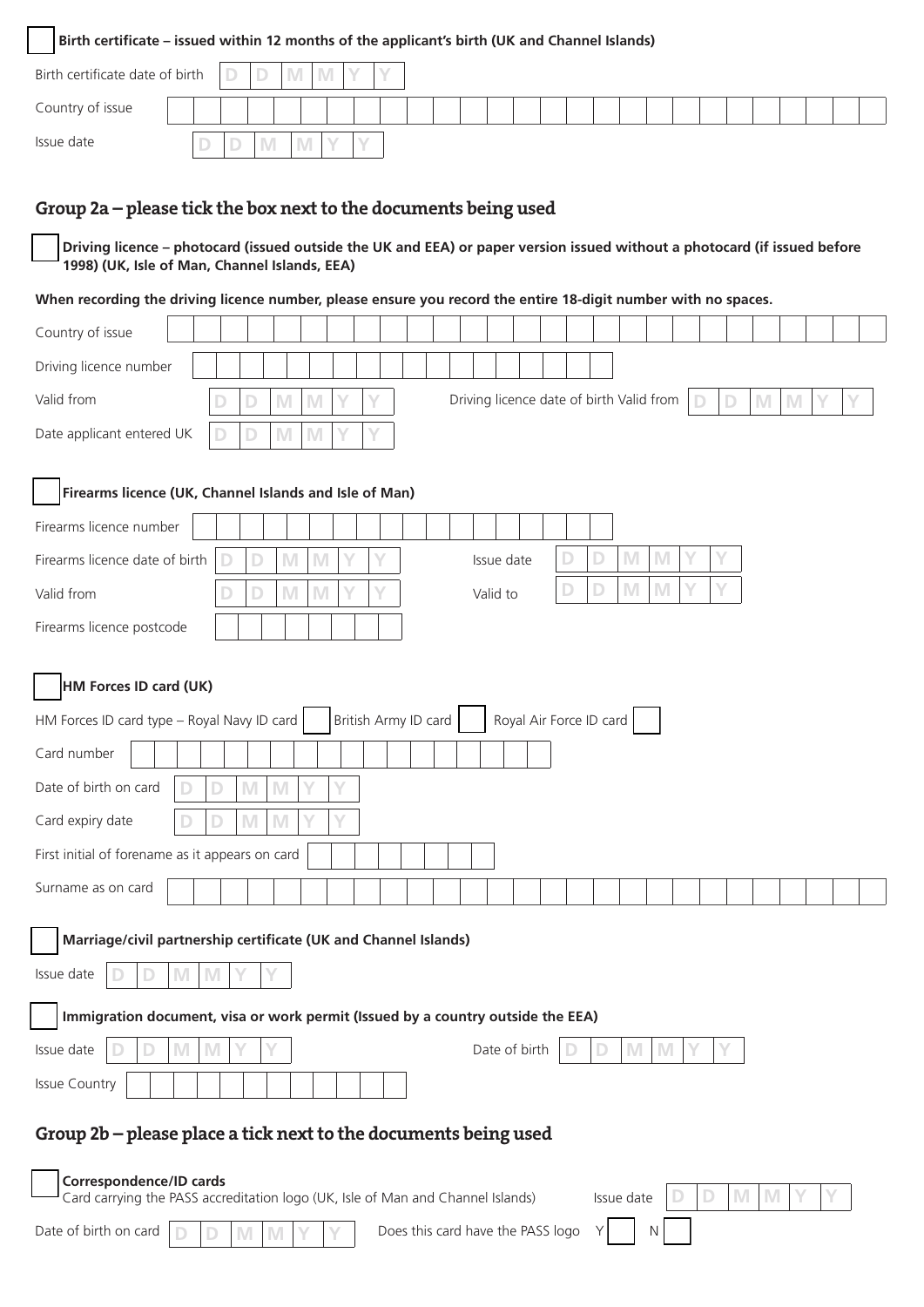☐ **Birth certificate – issued within 12 months of the applicant's birth (UK and Channel Islands)**

Birth certificate date of birth D D M M Y Y

Country of issue

Issue date D D M M Y Y

## Group 2a – please tick the box next to the documents being used

☐ **Driving licence – photocard (issued outside the UK and EEA) or paper version issued without a photocard (if issued before 1998) (UK, Isle of Man, Channel Islands, EEA)**

**When recording the driving licence number, please ensure you record the entire 18-digit number with no spaces.**

Country of issue

Driving licence number

Valid from D D M M Y Y

Driving licence date of birth Valid from D D M M Y Y

Date applicant entered UK D D M M Y Y

☐ **Firearms licence (UK, Channel Islands and Isle of Man)**

Firearms licence number

Firearms licence date of birth D D M M Y Y

Issue date D D M M Y Y

Valid from D D M M Y Y

Valid to D D M M Y Y

Firearms licence postcode

☐ **HM Forces ID card (UK)**

HM Forces ID card type – Royal Navy ID card ☐ British Army ID card ☐ Royal Air Force ID card ☐

Card number

Date of birth on card D D M M Y Y

Card expiry date D D M M Y Y

First initial of forename as it appears on card

Surname as on card

☐ **Marriage/civil partnership certificate (UK and Channel Islands)**

Issue date D D M M Y Y

☐ **Immigration document, visa or work permit (Issued by a country outside the EEA)**

Issue date D D M M Y Y

Date of birth D D M M Y Y

Issue Country

## Group 2b – please place a tick next to the documents being used

☐ **Correspondence/ID cards**
Card carrying the PASS accreditation logo (UK, Isle of Man and Channel Islands)

Issue date D D M M Y Y

Date of birth on card D D M M Y Y

Does this card have the PASS logo Y ☐ N ☐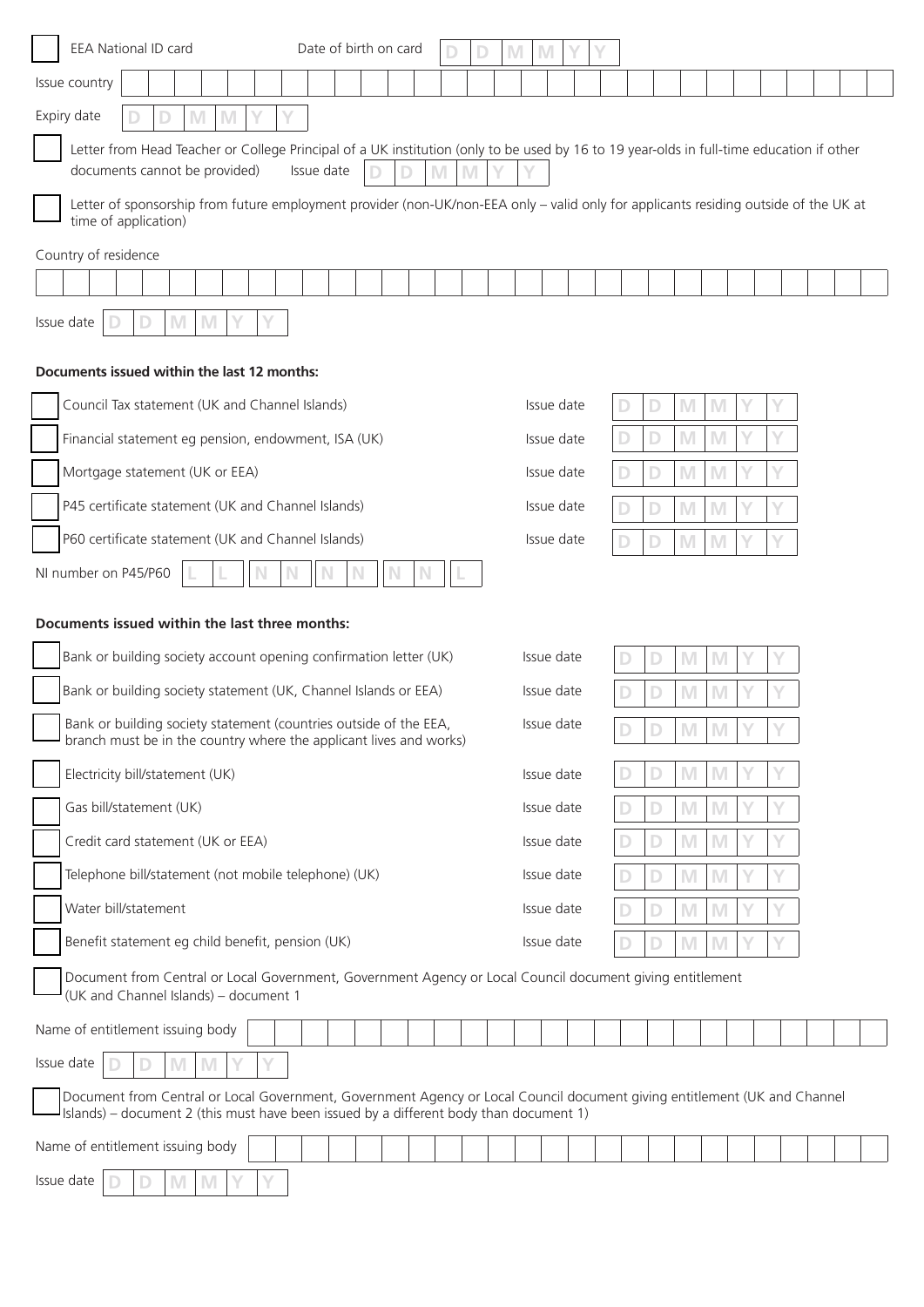☐ EEA National ID card    Date of birth on card  D D M M Y Y

Issue country

Expiry date  D D M M Y Y

☐ Letter from Head Teacher or College Principal of a UK institution (only to be used by 16 to 19 year-olds in full-time education if other documents cannot be provided)    Issue date  D D M M Y Y

☐ Letter of sponsorship from future employment provider (non-UK/non-EEA only – valid only for applicants residing outside of the UK at time of application)

Country of residence

Issue date  D D M M Y Y

**Documents issued within the last 12 months:**

| | Document | | Issue date |
|---|---|---|---|
| ☐ | Council Tax statement (UK and Channel Islands) | Issue date | D D M M Y Y |
| ☐ | Financial statement eg pension, endowment, ISA (UK) | Issue date | D D M M Y Y |
| ☐ | Mortgage statement (UK or EEA) | Issue date | D D M M Y Y |
| ☐ | P45 certificate statement (UK and Channel Islands) | Issue date | D D M M Y Y |
| ☐ | P60 certificate statement (UK and Channel Islands) | Issue date | D D M M Y Y |

NI number on P45/P60  L L N N N N N N L

**Documents issued within the last three months:**

| | Document | | Issue date |
|---|---|---|---|
| ☐ | Bank or building society account opening confirmation letter (UK) | Issue date | D D M M Y Y |
| ☐ | Bank or building society statement (UK, Channel Islands or EEA) | Issue date | D D M M Y Y |
| ☐ | Bank or building society statement (countries outside of the EEA, branch must be in the country where the applicant lives and works) | Issue date | D D M M Y Y |
| ☐ | Electricity bill/statement (UK) | Issue date | D D M M Y Y |
| ☐ | Gas bill/statement (UK) | Issue date | D D M M Y Y |
| ☐ | Credit card statement (UK or EEA) | Issue date | D D M M Y Y |
| ☐ | Telephone bill/statement (not mobile telephone) (UK) | Issue date | D D M M Y Y |
| ☐ | Water bill/statement | Issue date | D D M M Y Y |
| ☐ | Benefit statement eg child benefit, pension (UK) | Issue date | D D M M Y Y |

☐ Document from Central or Local Government, Government Agency or Local Council document giving entitlement (UK and Channel Islands) – document 1

Name of entitlement issuing body

Issue date  D D M M Y Y

☐ Document from Central or Local Government, Government Agency or Local Council document giving entitlement (UK and Channel Islands) – document 2 (this must have been issued by a different body than document 1)

Name of entitlement issuing body

Issue date  D D M M Y Y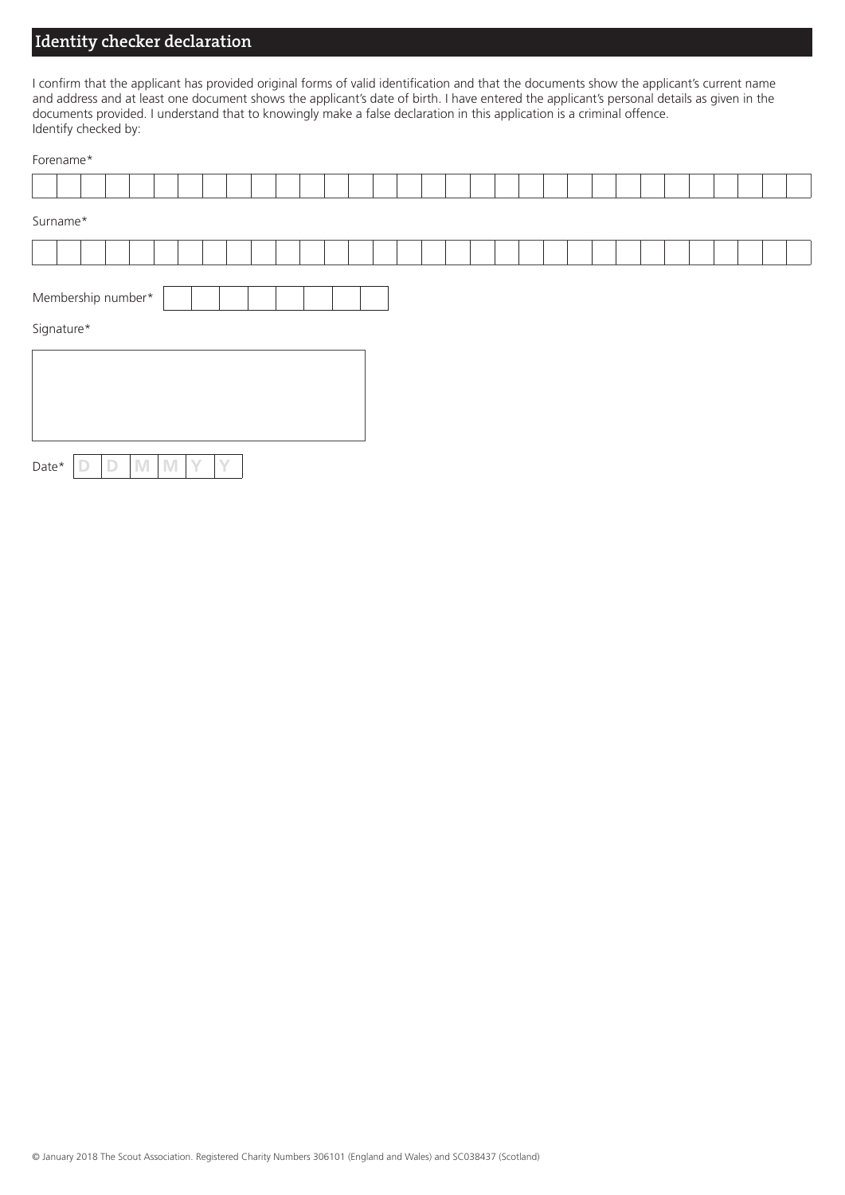## Identity checker declaration

I confirm that the applicant has provided original forms of valid identification and that the documents show the applicant's current name and address and at least one document shows the applicant's date of birth. I have entered the applicant's personal details as given in the documents provided. I understand that to knowingly make a false declaration in this application is a criminal offence.
Identify checked by:

Forename*

Surname*

Membership number*

Signature*

Date* D D M M Y Y

© January 2018 The Scout Association. Registered Charity Numbers 306101 (England and Wales) and SC038437 (Scotland)